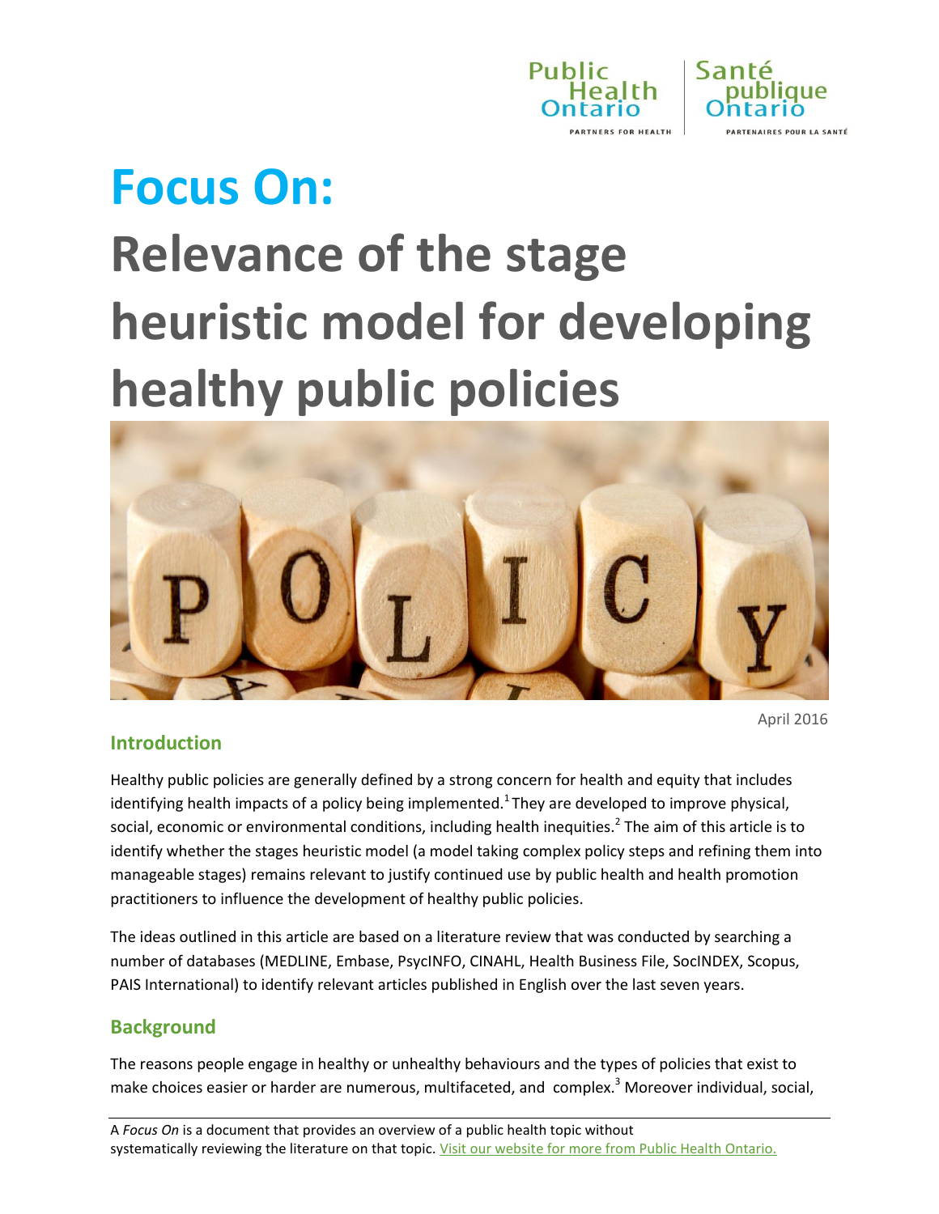# Focus On:

# Relevance of the stage heuristic model for developing healthy public policies

April 2016

## Introduction

Healthy public policies are generally defined by a strong concern for health and equity that includes identifying health impacts of a policy being implemented.[1] They are developed to improve physical, social, economic or environmental conditions, including health inequities.[2] The aim of this article is to identify whether the stages heuristic model (a model taking complex policy steps and refining them into manageable stages) remains relevant to justify continued use by public health and health promotion practitioners to influence the development of healthy public policies.

The ideas outlined in this article are based on a literature review that was conducted by searching a number of databases (MEDLINE, Embase, PsycINFO, CINAHL, Health Business File, SocINDEX, Scopus, PAIS International) to identify relevant articles published in English over the last seven years.

## Background

The reasons people engage in healthy or unhealthy behaviours and the types of policies that exist to make choices easier or harder are numerous, multifaceted, and complex.[3] Moreover individual, social,

A *Focus On* is a document that provides an overview of a public health topic without systematically reviewing the literature on that topic. Visit our website for more from Public Health Ontario.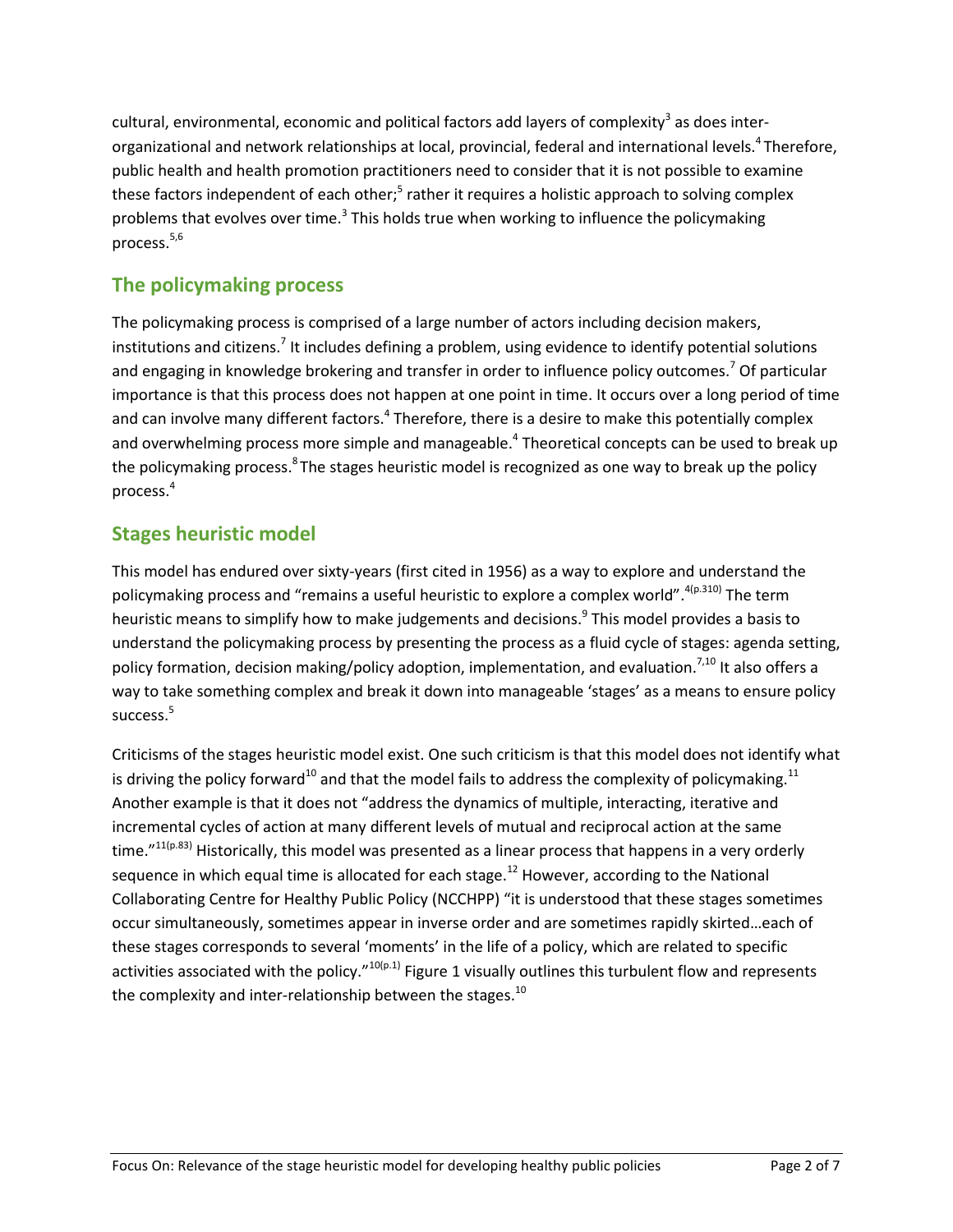cultural, environmental, economic and political factors add layers of complexity[3] as does inter-organizational and network relationships at local, provincial, federal and international levels.[4] Therefore, public health and health promotion practitioners need to consider that it is not possible to examine these factors independent of each other;[5] rather it requires a holistic approach to solving complex problems that evolves over time.[3] This holds true when working to influence the policymaking process.[5,6]

## The policymaking process

The policymaking process is comprised of a large number of actors including decision makers, institutions and citizens.[7] It includes defining a problem, using evidence to identify potential solutions and engaging in knowledge brokering and transfer in order to influence policy outcomes.[7] Of particular importance is that this process does not happen at one point in time. It occurs over a long period of time and can involve many different factors.[4] Therefore, there is a desire to make this potentially complex and overwhelming process more simple and manageable.[4] Theoretical concepts can be used to break up the policymaking process.[8] The stages heuristic model is recognized as one way to break up the policy process.[4]

## Stages heuristic model

This model has endured over sixty-years (first cited in 1956) as a way to explore and understand the policymaking process and "remains a useful heuristic to explore a complex world".[4(p.310)] The term heuristic means to simplify how to make judgements and decisions.[9] This model provides a basis to understand the policymaking process by presenting the process as a fluid cycle of stages: agenda setting, policy formation, decision making/policy adoption, implementation, and evaluation.[7,10] It also offers a way to take something complex and break it down into manageable 'stages' as a means to ensure policy success.[5]

Criticisms of the stages heuristic model exist. One such criticism is that this model does not identify what is driving the policy forward[10] and that the model fails to address the complexity of policymaking.[11] Another example is that it does not "address the dynamics of multiple, interacting, iterative and incremental cycles of action at many different levels of mutual and reciprocal action at the same time."[11(p.83)] Historically, this model was presented as a linear process that happens in a very orderly sequence in which equal time is allocated for each stage.[12] However, according to the National Collaborating Centre for Healthy Public Policy (NCCHPP) "it is understood that these stages sometimes occur simultaneously, sometimes appear in inverse order and are sometimes rapidly skirted…each of these stages corresponds to several 'moments' in the life of a policy, which are related to specific activities associated with the policy."[10(p.1)] Figure 1 visually outlines this turbulent flow and represents the complexity and inter-relationship between the stages.[10]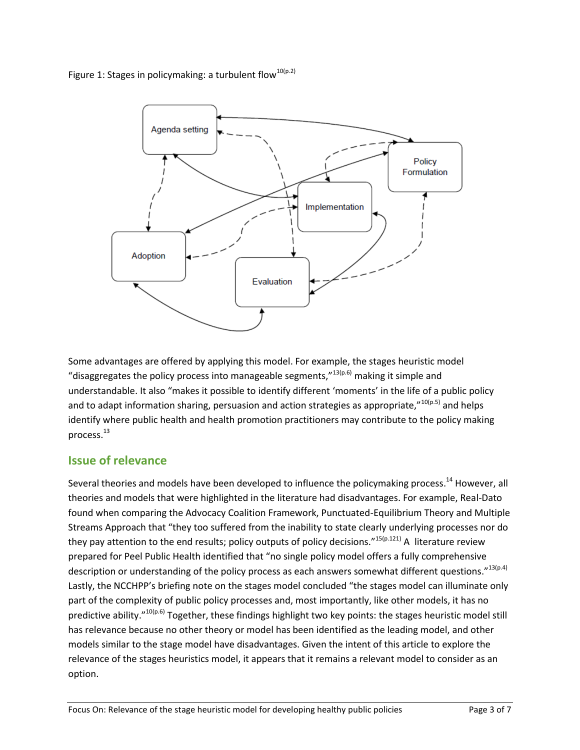Figure 1: Stages in policymaking: a turbulent flow[10(p.2)]

Some advantages are offered by applying this model. For example, the stages heuristic model "disaggregates the policy process into manageable segments,"[13(p.6)] making it simple and understandable. It also "makes it possible to identify different 'moments' in the life of a public policy and to adapt information sharing, persuasion and action strategies as appropriate,"[10(p.5)] and helps identify where public health and health promotion practitioners may contribute to the policy making process.[13]

## Issue of relevance

Several theories and models have been developed to influence the policymaking process.[14] However, all theories and models that were highlighted in the literature had disadvantages. For example, Real-Dato found when comparing the Advocacy Coalition Framework, Punctuated-Equilibrium Theory and Multiple Streams Approach that "they too suffered from the inability to state clearly underlying processes nor do they pay attention to the end results; policy outputs of policy decisions."[15(p.121)] A literature review prepared for Peel Public Health identified that "no single policy model offers a fully comprehensive description or understanding of the policy process as each answers somewhat different questions."[13(p.4)] Lastly, the NCCHPP's briefing note on the stages model concluded "the stages model can illuminate only part of the complexity of public policy processes and, most importantly, like other models, it has no predictive ability."[10(p.6)] Together, these findings highlight two key points: the stages heuristic model still has relevance because no other theory or model has been identified as the leading model, and other models similar to the stage model have disadvantages. Given the intent of this article to explore the relevance of the stages heuristics model, it appears that it remains a relevant model to consider as an option.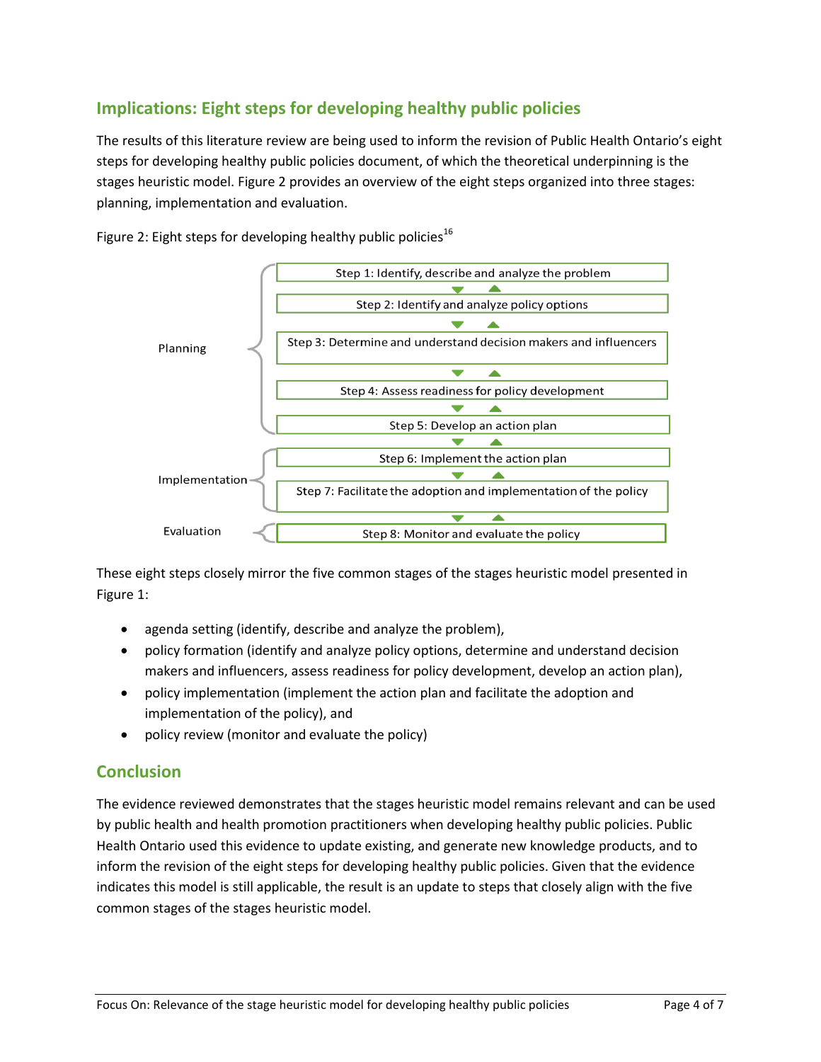## Implications: Eight steps for developing healthy public policies

The results of this literature review are being used to inform the revision of Public Health Ontario's eight steps for developing healthy public policies document, of which the theoretical underpinning is the stages heuristic model. Figure 2 provides an overview of the eight steps organized into three stages: planning, implementation and evaluation.

Figure 2: Eight steps for developing healthy public policies[16]

| Stage | Step |
| --- | --- |
| Planning | Step 1: Identify, describe and analyze the problem |
| | Step 2: Identify and analyze policy options |
| | Step 3: Determine and understand decision makers and influencers |
| | Step 4: Assess readiness for policy development |
| | Step 5: Develop an action plan |
| Implementation | Step 6: Implement the action plan |
| | Step 7: Facilitate the adoption and implementation of the policy |
| Evaluation | Step 8: Monitor and evaluate the policy |

These eight steps closely mirror the five common stages of the stages heuristic model presented in Figure 1:

- agenda setting (identify, describe and analyze the problem),
- policy formation (identify and analyze policy options, determine and understand decision makers and influencers, assess readiness for policy development, develop an action plan),
- policy implementation (implement the action plan and facilitate the adoption and implementation of the policy), and
- policy review (monitor and evaluate the policy)

## Conclusion

The evidence reviewed demonstrates that the stages heuristic model remains relevant and can be used by public health and health promotion practitioners when developing healthy public policies. Public Health Ontario used this evidence to update existing, and generate new knowledge products, and to inform the revision of the eight steps for developing healthy public policies. Given that the evidence indicates this model is still applicable, the result is an update to steps that closely align with the five common stages of the stages heuristic model.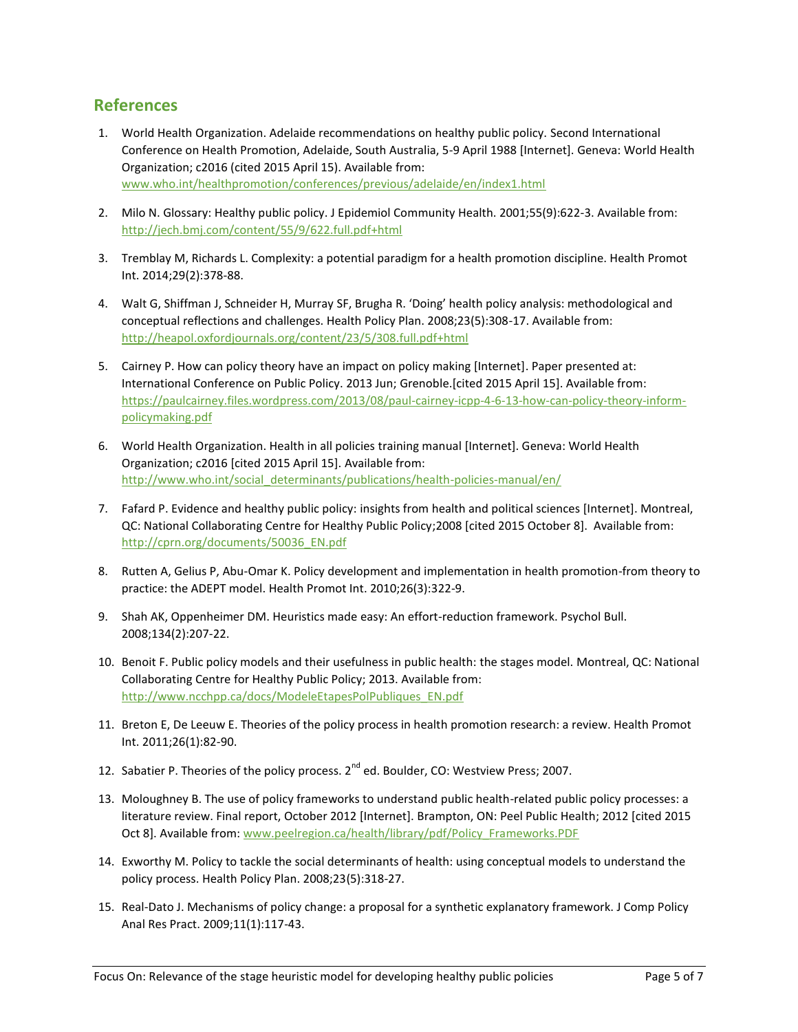## References

1. World Health Organization. Adelaide recommendations on healthy public policy. Second International Conference on Health Promotion, Adelaide, South Australia, 5-9 April 1988 [Internet]. Geneva: World Health Organization; c2016 (cited 2015 April 15). Available from: www.who.int/healthpromotion/conferences/previous/adelaide/en/index1.html

2. Milo N. Glossary: Healthy public policy. J Epidemiol Community Health. 2001;55(9):622-3. Available from: http://jech.bmj.com/content/55/9/622.full.pdf+html

3. Tremblay M, Richards L. Complexity: a potential paradigm for a health promotion discipline. Health Promot Int. 2014;29(2):378-88.

4. Walt G, Shiffman J, Schneider H, Murray SF, Brugha R. 'Doing' health policy analysis: methodological and conceptual reflections and challenges. Health Policy Plan. 2008;23(5):308-17. Available from: http://heapol.oxfordjournals.org/content/23/5/308.full.pdf+html

5. Cairney P. How can policy theory have an impact on policy making [Internet]. Paper presented at: International Conference on Public Policy. 2013 Jun; Grenoble.[cited 2015 April 15]. Available from: https://paulcairney.files.wordpress.com/2013/08/paul-cairney-icpp-4-6-13-how-can-policy-theory-inform-policymaking.pdf

6. World Health Organization. Health in all policies training manual [Internet]. Geneva: World Health Organization; c2016 [cited 2015 April 15]. Available from: http://www.who.int/social_determinants/publications/health-policies-manual/en/

7. Fafard P. Evidence and healthy public policy: insights from health and political sciences [Internet]. Montreal, QC: National Collaborating Centre for Healthy Public Policy;2008 [cited 2015 October 8]. Available from: http://cprn.org/documents/50036_EN.pdf

8. Rutten A, Gelius P, Abu-Omar K. Policy development and implementation in health promotion-from theory to practice: the ADEPT model. Health Promot Int. 2010;26(3):322-9.

9. Shah AK, Oppenheimer DM. Heuristics made easy: An effort-reduction framework. Psychol Bull. 2008;134(2):207-22.

10. Benoit F. Public policy models and their usefulness in public health: the stages model. Montreal, QC: National Collaborating Centre for Healthy Public Policy; 2013. Available from: http://www.ncchpp.ca/docs/ModeleEtapesPolPubliques_EN.pdf

11. Breton E, De Leeuw E. Theories of the policy process in health promotion research: a review. Health Promot Int. 2011;26(1):82-90.

12. Sabatier P. Theories of the policy process. 2nd ed. Boulder, CO: Westview Press; 2007.

13. Moloughney B. The use of policy frameworks to understand public health-related public policy processes: a literature review. Final report, October 2012 [Internet]. Brampton, ON: Peel Public Health; 2012 [cited 2015 Oct 8]. Available from: www.peelregion.ca/health/library/pdf/Policy_Frameworks.PDF

14. Exworthy M. Policy to tackle the social determinants of health: using conceptual models to understand the policy process. Health Policy Plan. 2008;23(5):318-27.

15. Real-Dato J. Mechanisms of policy change: a proposal for a synthetic explanatory framework. J Comp Policy Anal Res Pract. 2009;11(1):117-43.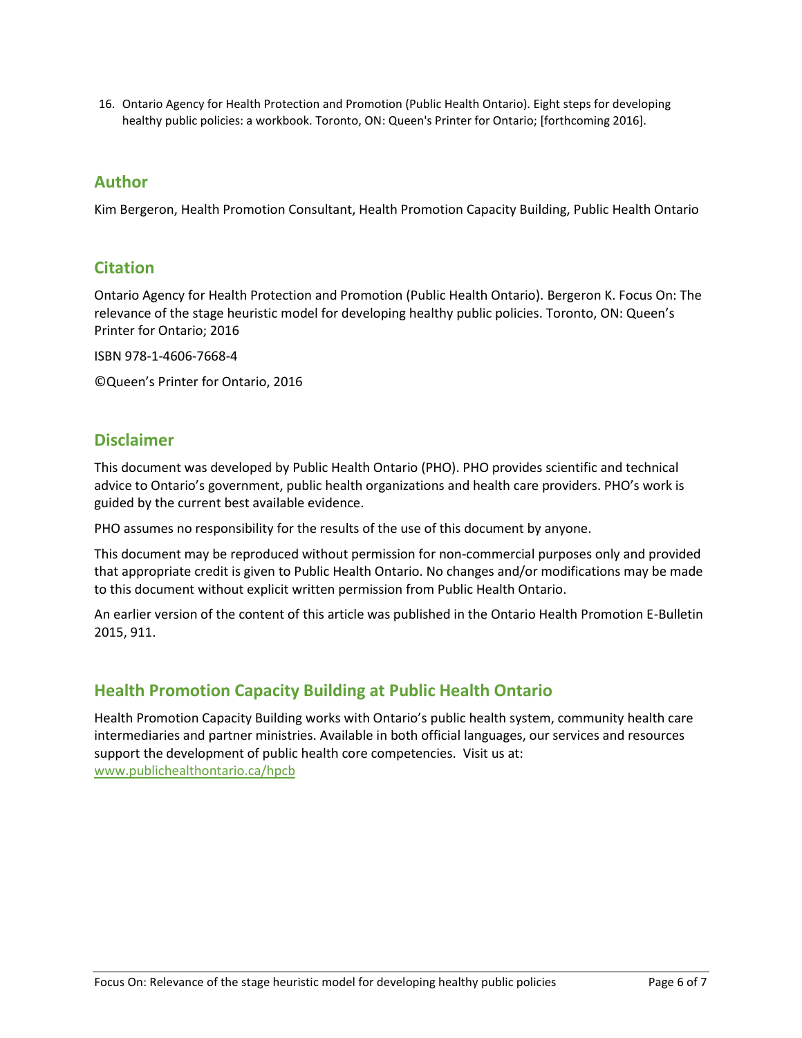16. Ontario Agency for Health Protection and Promotion (Public Health Ontario). Eight steps for developing healthy public policies: a workbook. Toronto, ON: Queen's Printer for Ontario; [forthcoming 2016].

## Author

Kim Bergeron, Health Promotion Consultant, Health Promotion Capacity Building, Public Health Ontario

## Citation

Ontario Agency for Health Protection and Promotion (Public Health Ontario). Bergeron K. Focus On: The relevance of the stage heuristic model for developing healthy public policies. Toronto, ON: Queen's Printer for Ontario; 2016

ISBN 978-1-4606-7668-4

©Queen's Printer for Ontario, 2016

## Disclaimer

This document was developed by Public Health Ontario (PHO). PHO provides scientific and technical advice to Ontario's government, public health organizations and health care providers. PHO's work is guided by the current best available evidence.

PHO assumes no responsibility for the results of the use of this document by anyone.

This document may be reproduced without permission for non-commercial purposes only and provided that appropriate credit is given to Public Health Ontario. No changes and/or modifications may be made to this document without explicit written permission from Public Health Ontario.

An earlier version of the content of this article was published in the Ontario Health Promotion E-Bulletin 2015, 911.

## Health Promotion Capacity Building at Public Health Ontario

Health Promotion Capacity Building works with Ontario's public health system, community health care intermediaries and partner ministries. Available in both official languages, our services and resources support the development of public health core competencies. Visit us at: www.publichealthontario.ca/hpcb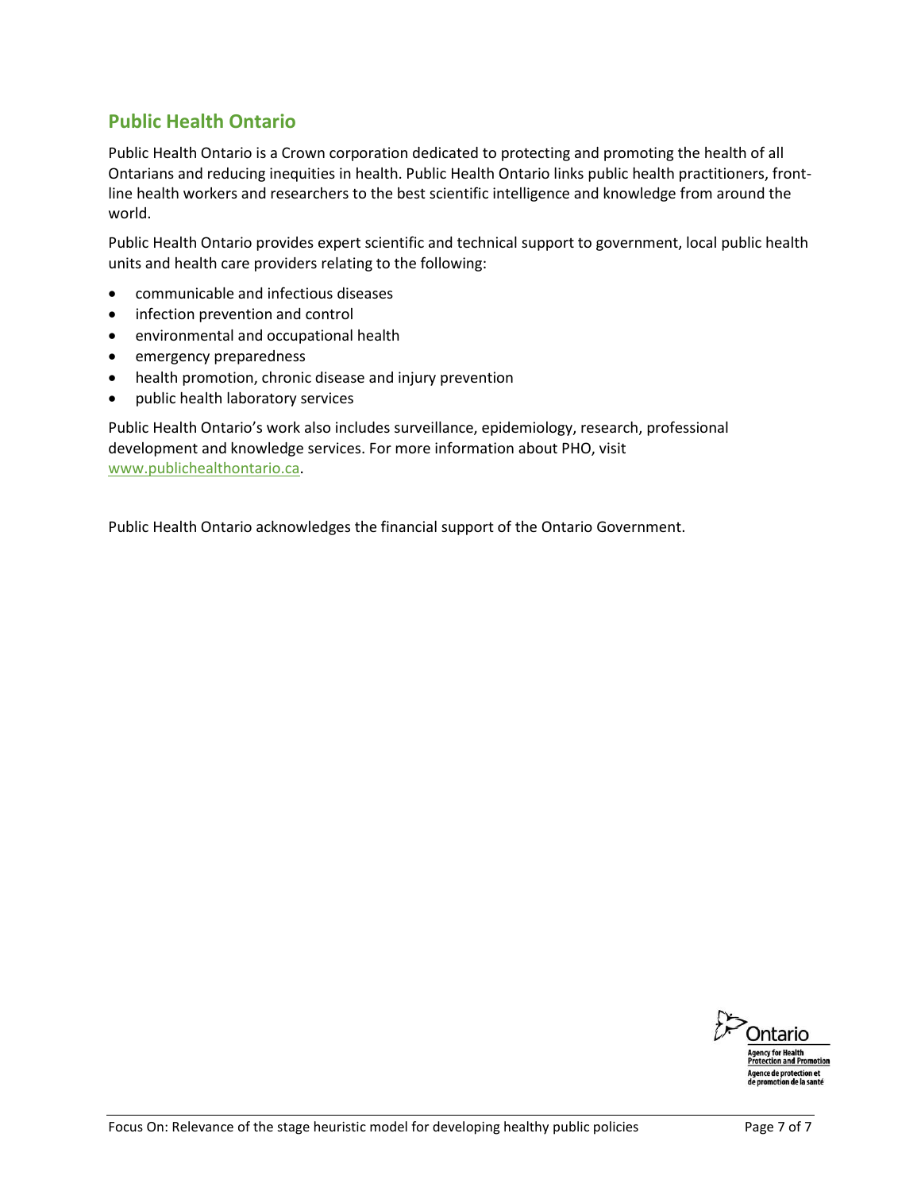## Public Health Ontario

Public Health Ontario is a Crown corporation dedicated to protecting and promoting the health of all Ontarians and reducing inequities in health. Public Health Ontario links public health practitioners, front-line health workers and researchers to the best scientific intelligence and knowledge from around the world.

Public Health Ontario provides expert scientific and technical support to government, local public health units and health care providers relating to the following:

- communicable and infectious diseases
- infection prevention and control
- environmental and occupational health
- emergency preparedness
- health promotion, chronic disease and injury prevention
- public health laboratory services

Public Health Ontario's work also includes surveillance, epidemiology, research, professional development and knowledge services. For more information about PHO, visit www.publichealthontario.ca.

Public Health Ontario acknowledges the financial support of the Ontario Government.

Ontario
Agency for Health Protection and Promotion
Agence de protection et de promotion de la santé